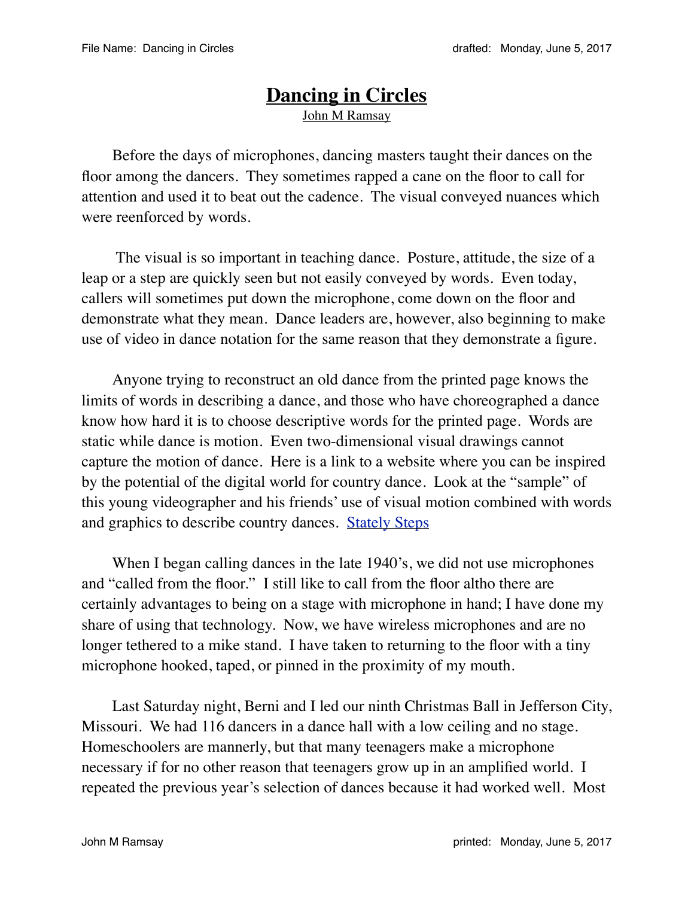# Dancing in Circles

John M Ramsay

Before the days of microphones, dancing masters taught their dances on the floor among the dancers. They sometimes rapped a cane on the floor to call for attention and used it to beat out the cadence. The visual conveyed nuances which were reenforced by words.

The visual is so important in teaching dance. Posture, attitude, the size of a leap or a step are quickly seen but not easily conveyed by words. Even today, callers will sometimes put down the microphone, come down on the floor and demonstrate what they mean. Dance leaders are, however, also beginning to make use of video in dance notation for the same reason that they demonstrate a figure.

Anyone trying to reconstruct an old dance from the printed page knows the limits of words in describing a dance, and those who have choreographed a dance know how hard it is to choose descriptive words for the printed page. Words are static while dance is motion. Even two-dimensional visual drawings cannot capture the motion of dance. Here is a link to a website where you can be inspired by the potential of the digital world for country dance. Look at the "sample" of this young videographer and his friends' use of visual motion combined with words and graphics to describe country dances. Stately Steps

When I began calling dances in the late 1940's, we did not use microphones and "called from the floor." I still like to call from the floor altho there are certainly advantages to being on a stage with microphone in hand; I have done my share of using that technology. Now, we have wireless microphones and are no longer tethered to a mike stand. I have taken to returning to the floor with a tiny microphone hooked, taped, or pinned in the proximity of my mouth.

Last Saturday night, Berni and I led our ninth Christmas Ball in Jefferson City, Missouri. We had 116 dancers in a dance hall with a low ceiling and no stage. Homeschoolers are mannerly, but that many teenagers make a microphone necessary if for no other reason that teenagers grow up in an amplified world. I repeated the previous year's selection of dances because it had worked well. Most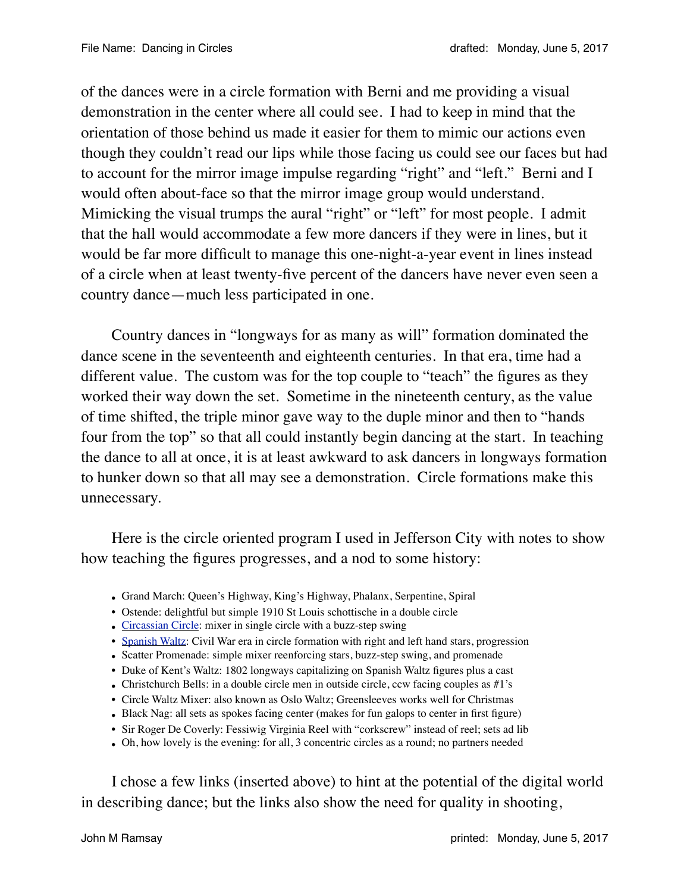of the dances were in a circle formation with Berni and me providing a visual demonstration in the center where all could see. I had to keep in mind that the orientation of those behind us made it easier for them to mimic our actions even though they couldn't read our lips while those facing us could see our faces but had to account for the mirror image impulse regarding "right" and "left." Berni and I would often about-face so that the mirror image group would understand. Mimicking the visual trumps the aural "right" or "left" for most people. I admit that the hall would accommodate a few more dancers if they were in lines, but it would be far more difficult to manage this one-night-a-year event in lines instead of a circle when at least twenty-five percent of the dancers have never even seen a country dance—much less participated in one.

Country dances in "longways for as many as will" formation dominated the dance scene in the seventeenth and eighteenth centuries. In that era, time had a different value. The custom was for the top couple to "teach" the figures as they worked their way down the set. Sometime in the nineteenth century, as the value of time shifted, the triple minor gave way to the duple minor and then to "hands four from the top" so that all could instantly begin dancing at the start. In teaching the dance to all at once, it is at least awkward to ask dancers in longways formation to hunker down so that all may see a demonstration. Circle formations make this unnecessary.

Here is the circle oriented program I used in Jefferson City with notes to show how teaching the figures progresses, and a nod to some history:

- Grand March: Queen's Highway, King's Highway, Phalanx, Serpentine, Spiral
- Ostende: delightful but simple 1910 St Louis schottische in a double circle
- Circassian Circle: mixer in single circle with a buzz-step swing
- Spanish Waltz: Civil War era in circle formation with right and left hand stars, progression
- Scatter Promenade: simple mixer reenforcing stars, buzz-step swing, and promenade
- Duke of Kent's Waltz: 1802 longways capitalizing on Spanish Waltz figures plus a cast
- Christchurch Bells: in a double circle men in outside circle, ccw facing couples as #1's
- Circle Waltz Mixer: also known as Oslo Waltz; Greensleeves works well for Christmas
- Black Nag: all sets as spokes facing center (makes for fun galops to center in first figure)
- Sir Roger De Coverly: Fessiwig Virginia Reel with "corkscrew" instead of reel; sets ad lib
- Oh, how lovely is the evening: for all, 3 concentric circles as a round; no partners needed

I chose a few links (inserted above) to hint at the potential of the digital world in describing dance; but the links also show the need for quality in shooting,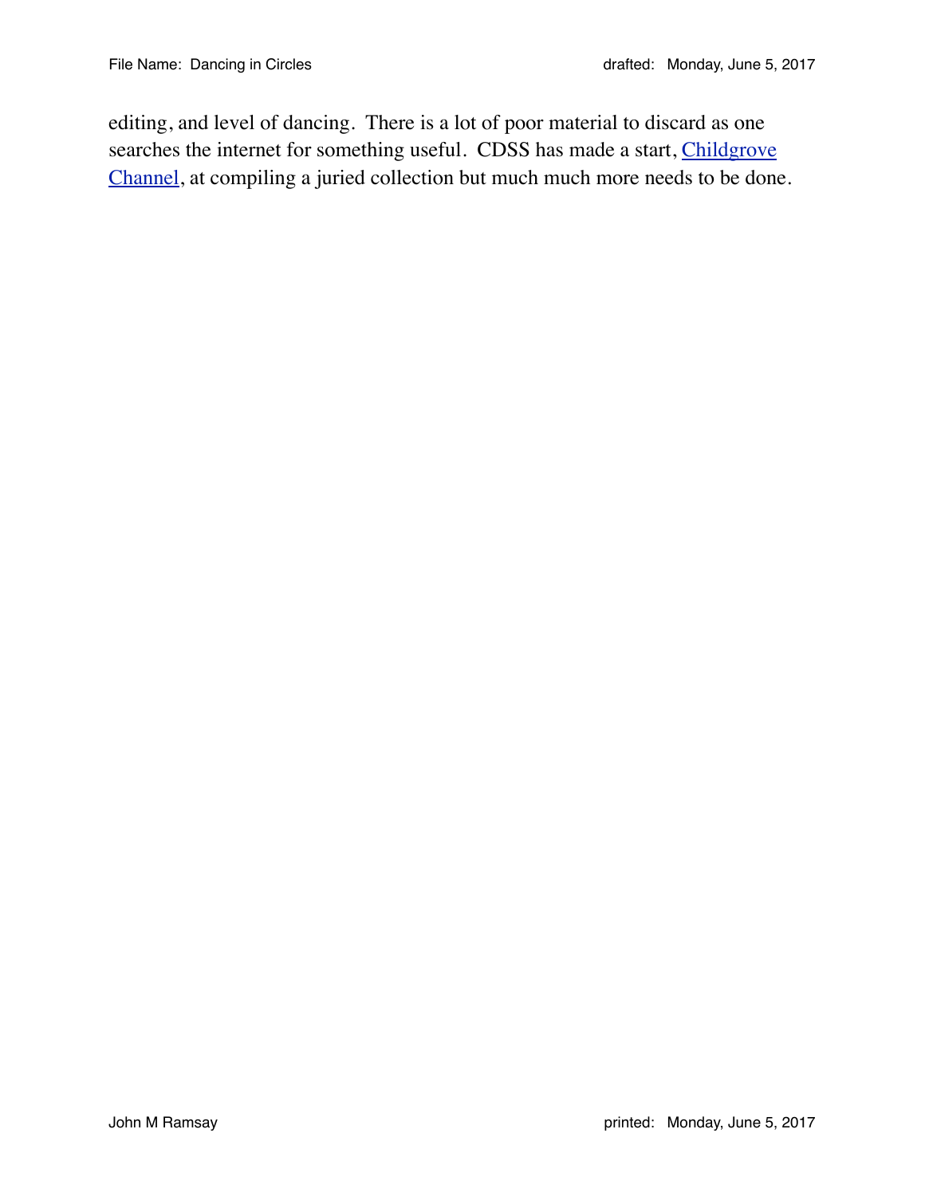editing, and level of dancing. There is a lot of poor material to discard as one searches the internet for something useful. CDSS has made a start, Childgrove Channel, at compiling a juried collection but much much more needs to be done.